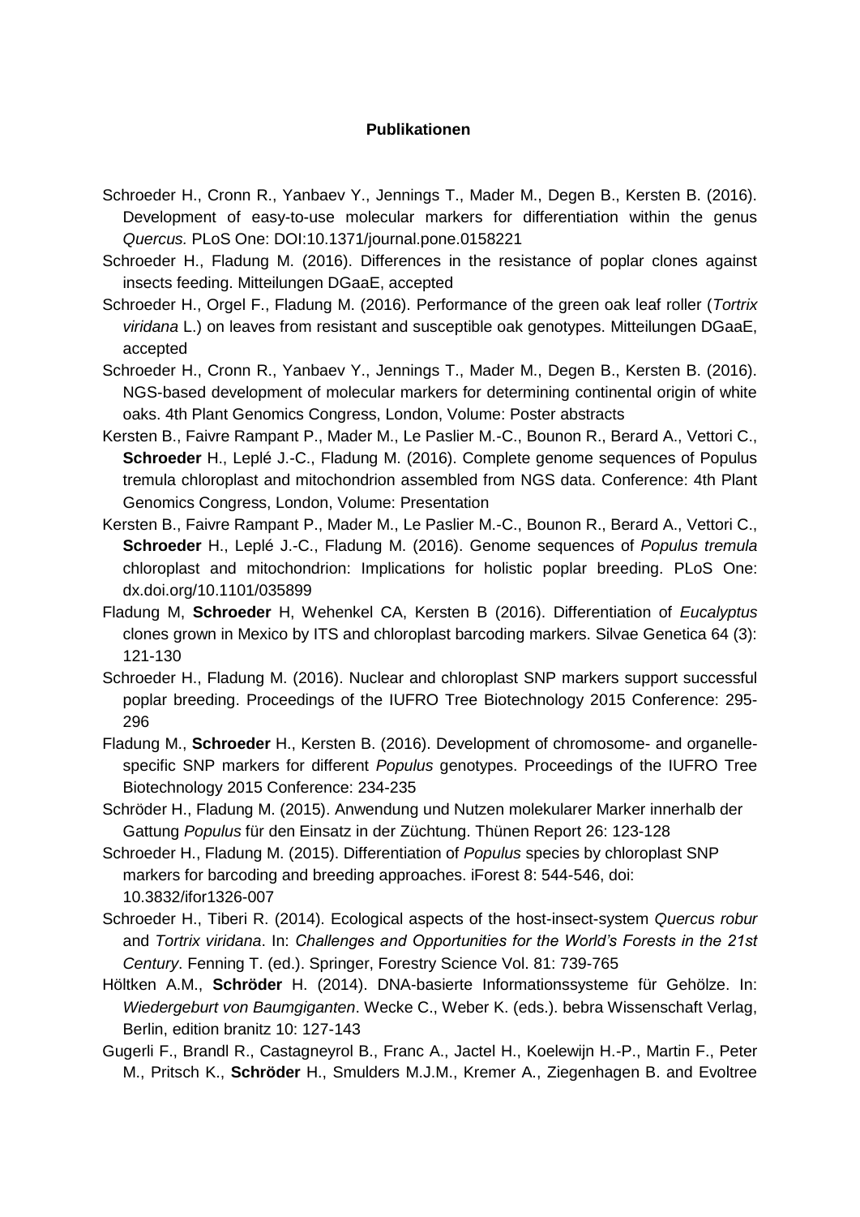**Publikationen**

Schroeder H., Cronn R., Yanbaev Y., Jennings T., Mader M., Degen B., Kersten B. (2016). Development of easy-to-use molecular markers for differentiation within the genus *Quercus.* PLoS One: DOI:10.1371/journal.pone.0158221

Schroeder H., Fladung M. (2016). Differences in the resistance of poplar clones against insects feeding. Mitteilungen DGaaE, accepted

Schroeder H., Orgel F., Fladung M. (2016). Performance of the green oak leaf roller (*Tortrix viridana* L.) on leaves from resistant and susceptible oak genotypes. Mitteilungen DGaaE, accepted

Schroeder H., Cronn R., Yanbaev Y., Jennings T., Mader M., Degen B., Kersten B. (2016). NGS-based development of molecular markers for determining continental origin of white oaks. 4th Plant Genomics Congress, London, Volume: Poster abstracts

Kersten B., Faivre Rampant P., Mader M., Le Paslier M.-C., Bounon R., Berard A., Vettori C., **Schroeder** H., Leplé J.-C., Fladung M. (2016). Complete genome sequences of Populus tremula chloroplast and mitochondrion assembled from NGS data. Conference: 4th Plant Genomics Congress, London, Volume: Presentation

Kersten B., Faivre Rampant P., Mader M., Le Paslier M.-C., Bounon R., Berard A., Vettori C., **Schroeder** H., Leplé J.-C., Fladung M. (2016). Genome sequences of *Populus tremula* chloroplast and mitochondrion: Implications for holistic poplar breeding. PLoS One: dx.doi.org/10.1101/035899

Fladung M, **Schroeder** H, Wehenkel CA, Kersten B (2016). Differentiation of *Eucalyptus* clones grown in Mexico by ITS and chloroplast barcoding markers. Silvae Genetica 64 (3): 121-130

Schroeder H., Fladung M. (2016). Nuclear and chloroplast SNP markers support successful poplar breeding. Proceedings of the IUFRO Tree Biotechnology 2015 Conference: 295-296

Fladung M., **Schroeder** H., Kersten B. (2016). Development of chromosome- and organelle-specific SNP markers for different *Populus* genotypes. Proceedings of the IUFRO Tree Biotechnology 2015 Conference: 234-235

Schröder H., Fladung M. (2015). Anwendung und Nutzen molekularer Marker innerhalb der Gattung *Populus* für den Einsatz in der Züchtung. Thünen Report 26: 123-128

Schroeder H., Fladung M. (2015). Differentiation of *Populus* species by chloroplast SNP markers for barcoding and breeding approaches. iForest 8: 544-546, doi: 10.3832/ifor1326-007

Schroeder H., Tiberi R. (2014). Ecological aspects of the host-insect-system *Quercus robur* and *Tortrix viridana*. In: *Challenges and Opportunities for the World's Forests in the 21st Century*. Fenning T. (ed.). Springer, Forestry Science Vol. 81: 739-765

Höltken A.M., **Schröder** H. (2014). DNA-basierte Informationssysteme für Gehölze. In: *Wiedergeburt von Baumgiganten*. Wecke C., Weber K. (eds.). bebra Wissenschaft Verlag, Berlin, edition branitz 10: 127-143

Gugerli F., Brandl R., Castagneyrol B., Franc A., Jactel H., Koelewijn H.-P., Martin F., Peter M., Pritsch K., **Schröder** H., Smulders M.J.M., Kremer A., Ziegenhagen B. and Evoltree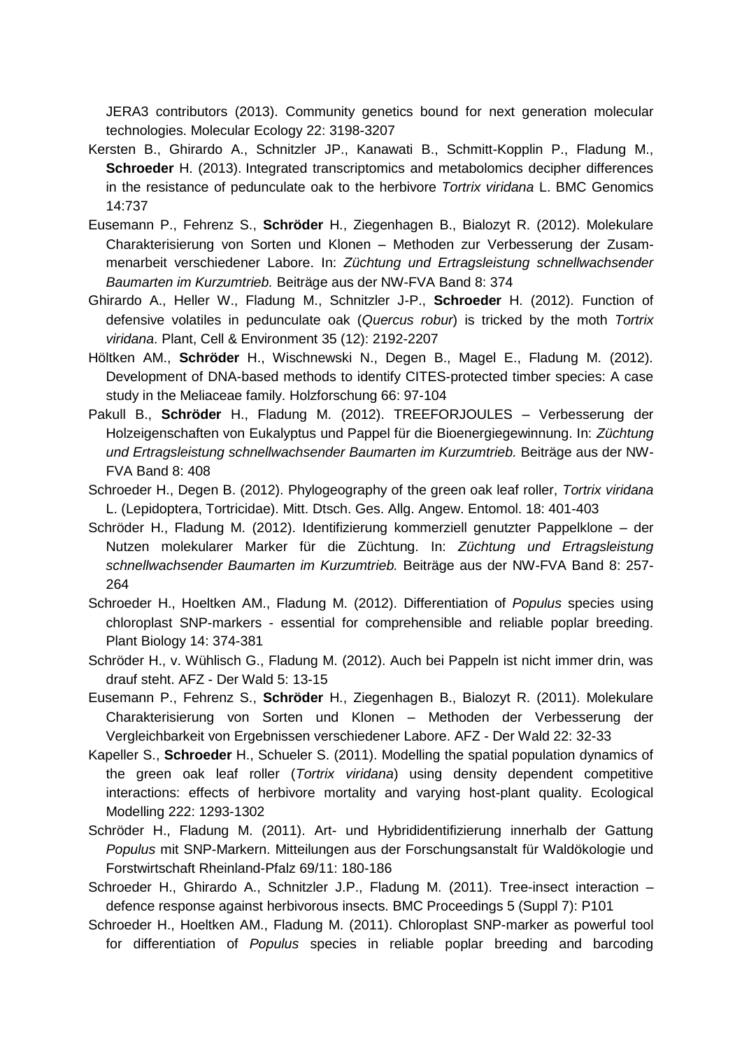JERA3 contributors (2013). Community genetics bound for next generation molecular technologies. Molecular Ecology 22: 3198-3207

Kersten B., Ghirardo A., Schnitzler JP., Kanawati B., Schmitt-Kopplin P., Fladung M., **Schroeder** H. (2013). Integrated transcriptomics and metabolomics decipher differences in the resistance of pedunculate oak to the herbivore *Tortrix viridana* L. BMC Genomics 14:737

Eusemann P., Fehrenz S., **Schröder** H., Ziegenhagen B., Bialozyt R. (2012). Molekulare Charakterisierung von Sorten und Klonen – Methoden zur Verbesserung der Zusammenarbeit verschiedener Labore. In: *Züchtung und Ertragsleistung schnellwachsender Baumarten im Kurzumtrieb.* Beiträge aus der NW-FVA Band 8: 374

Ghirardo A., Heller W., Fladung M., Schnitzler J-P., **Schroeder** H. (2012). Function of defensive volatiles in pedunculate oak (*Quercus robur*) is tricked by the moth *Tortrix viridana*. Plant, Cell & Environment 35 (12): 2192-2207

Höltken AM., **Schröder** H., Wischnewski N., Degen B., Magel E., Fladung M. (2012). Development of DNA-based methods to identify CITES-protected timber species: A case study in the Meliaceae family. Holzforschung 66: 97-104

Pakull B., **Schröder** H., Fladung M. (2012). TREEFORJOULES – Verbesserung der Holzeigenschaften von Eukalyptus und Pappel für die Bioenergiegewinnung. In: *Züchtung und Ertragsleistung schnellwachsender Baumarten im Kurzumtrieb.* Beiträge aus der NW-FVA Band 8: 408

Schroeder H., Degen B. (2012). Phylogeography of the green oak leaf roller, *Tortrix viridana* L. (Lepidoptera, Tortricidae). Mitt. Dtsch. Ges. Allg. Angew. Entomol. 18: 401-403

Schröder H., Fladung M. (2012). Identifizierung kommerziell genutzter Pappelklone – der Nutzen molekularer Marker für die Züchtung. In: *Züchtung und Ertragsleistung schnellwachsender Baumarten im Kurzumtrieb.* Beiträge aus der NW-FVA Band 8: 257-264

Schroeder H., Hoeltken AM., Fladung M. (2012). Differentiation of *Populus* species using chloroplast SNP-markers - essential for comprehensible and reliable poplar breeding. Plant Biology 14: 374-381

Schröder H., v. Wühlisch G., Fladung M. (2012). Auch bei Pappeln ist nicht immer drin, was drauf steht. AFZ - Der Wald 5: 13-15

Eusemann P., Fehrenz S., **Schröder** H., Ziegenhagen B., Bialozyt R. (2011). Molekulare Charakterisierung von Sorten und Klonen – Methoden der Verbesserung der Vergleichbarkeit von Ergebnissen verschiedener Labore. AFZ - Der Wald 22: 32-33

Kapeller S., **Schroeder** H., Schueler S. (2011). Modelling the spatial population dynamics of the green oak leaf roller (*Tortrix viridana*) using density dependent competitive interactions: effects of herbivore mortality and varying host-plant quality. Ecological Modelling 222: 1293-1302

Schröder H., Fladung M. (2011). Art- und Hybrididentifizierung innerhalb der Gattung *Populus* mit SNP-Markern. Mitteilungen aus der Forschungsanstalt für Waldökologie und Forstwirtschaft Rheinland-Pfalz 69/11: 180-186

Schroeder H., Ghirardo A., Schnitzler J.P., Fladung M. (2011). Tree-insect interaction – defence response against herbivorous insects. BMC Proceedings 5 (Suppl 7): P101

Schroeder H., Hoeltken AM., Fladung M. (2011). Chloroplast SNP-marker as powerful tool for differentiation of *Populus* species in reliable poplar breeding and barcoding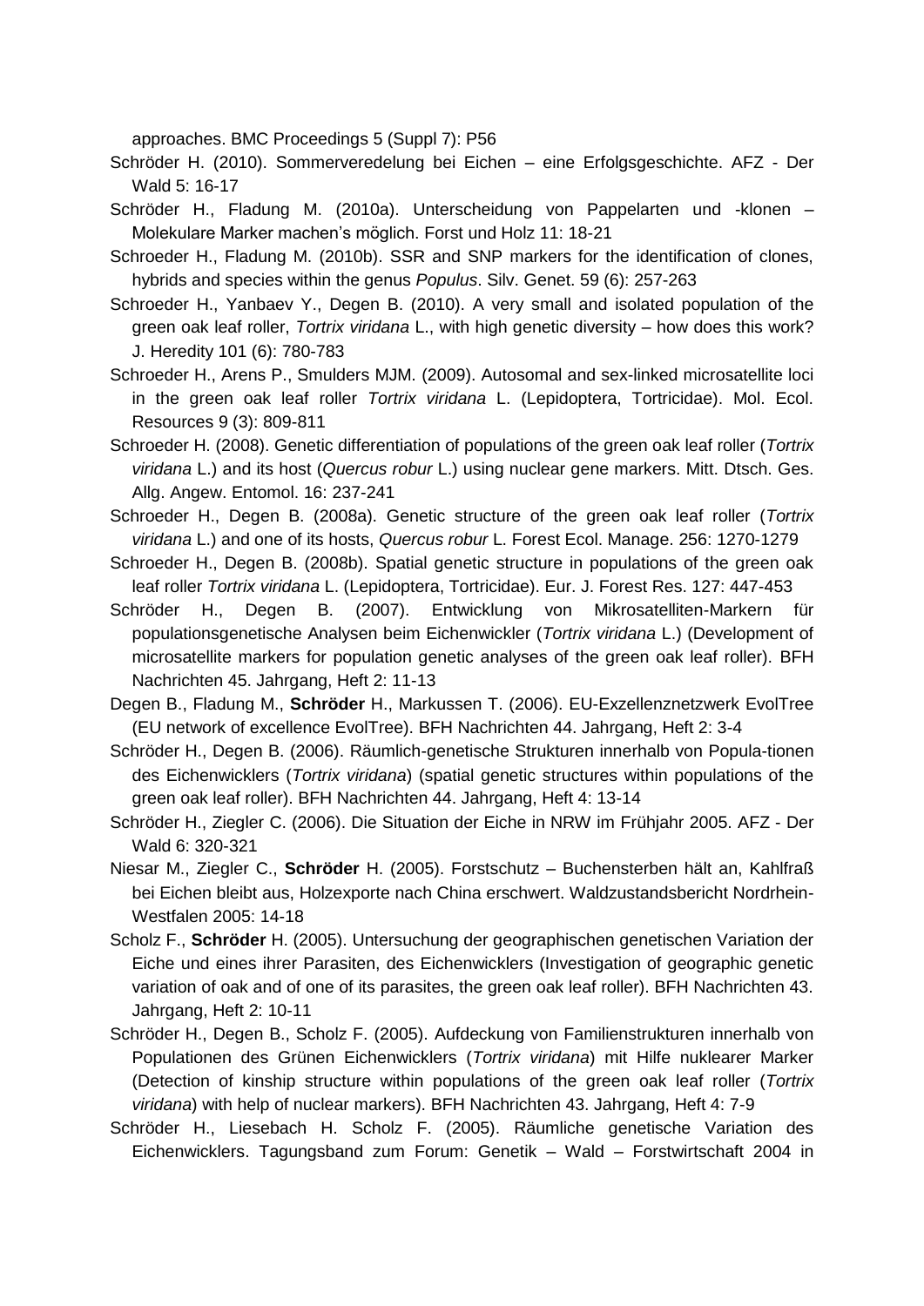approaches. BMC Proceedings 5 (Suppl 7): P56

Schröder H. (2010). Sommerveredelung bei Eichen – eine Erfolgsgeschichte. AFZ - Der Wald 5: 16-17

Schröder H., Fladung M. (2010a). Unterscheidung von Pappelarten und -klonen – Molekulare Marker machen's möglich. Forst und Holz 11: 18-21

Schroeder H., Fladung M. (2010b). SSR and SNP markers for the identification of clones, hybrids and species within the genus *Populus*. Silv. Genet. 59 (6): 257-263

Schroeder H., Yanbaev Y., Degen B. (2010). A very small and isolated population of the green oak leaf roller, *Tortrix viridana* L., with high genetic diversity – how does this work? J. Heredity 101 (6): 780-783

Schroeder H., Arens P., Smulders MJM. (2009). Autosomal and sex-linked microsatellite loci in the green oak leaf roller *Tortrix viridana* L. (Lepidoptera, Tortricidae). Mol. Ecol. Resources 9 (3): 809-811

Schroeder H. (2008). Genetic differentiation of populations of the green oak leaf roller (*Tortrix viridana* L.) and its host (*Quercus robur* L.) using nuclear gene markers. Mitt. Dtsch. Ges. Allg. Angew. Entomol. 16: 237-241

Schroeder H., Degen B. (2008a). Genetic structure of the green oak leaf roller (*Tortrix viridana* L.) and one of its hosts, *Quercus robur* L. Forest Ecol. Manage. 256: 1270-1279

Schroeder H., Degen B. (2008b). Spatial genetic structure in populations of the green oak leaf roller *Tortrix viridana* L. (Lepidoptera, Tortricidae). Eur. J. Forest Res. 127: 447-453

Schröder H., Degen B. (2007). Entwicklung von Mikrosatelliten-Markern für populationsgenetische Analysen beim Eichenwickler (*Tortrix viridana* L.) (Development of microsatellite markers for population genetic analyses of the green oak leaf roller). BFH Nachrichten 45. Jahrgang, Heft 2: 11-13

Degen B., Fladung M., **Schröder** H., Markussen T. (2006). EU-Exzellenznetzwerk EvolTree (EU network of excellence EvolTree). BFH Nachrichten 44. Jahrgang, Heft 2: 3-4

Schröder H., Degen B. (2006). Räumlich-genetische Strukturen innerhalb von Popula-tionen des Eichenwicklers (*Tortrix viridana*) (spatial genetic structures within populations of the green oak leaf roller). BFH Nachrichten 44. Jahrgang, Heft 4: 13-14

Schröder H., Ziegler C. (2006). Die Situation der Eiche in NRW im Frühjahr 2005. AFZ - Der Wald 6: 320-321

Niesar M., Ziegler C., **Schröder** H. (2005). Forstschutz – Buchensterben hält an, Kahlfraß bei Eichen bleibt aus, Holzexporte nach China erschwert. Waldzustandsbericht Nordrhein-Westfalen 2005: 14-18

Scholz F., **Schröder** H. (2005). Untersuchung der geographischen genetischen Variation der Eiche und eines ihrer Parasiten, des Eichenwicklers (Investigation of geographic genetic variation of oak and of one of its parasites, the green oak leaf roller). BFH Nachrichten 43. Jahrgang, Heft 2: 10-11

Schröder H., Degen B., Scholz F. (2005). Aufdeckung von Familienstrukturen innerhalb von Populationen des Grünen Eichenwicklers (*Tortrix viridana*) mit Hilfe nuklearer Marker (Detection of kinship structure within populations of the green oak leaf roller (*Tortrix viridana*) with help of nuclear markers). BFH Nachrichten 43. Jahrgang, Heft 4: 7-9

Schröder H., Liesebach H. Scholz F. (2005). Räumliche genetische Variation des Eichenwicklers. Tagungsband zum Forum: Genetik – Wald – Forstwirtschaft 2004 in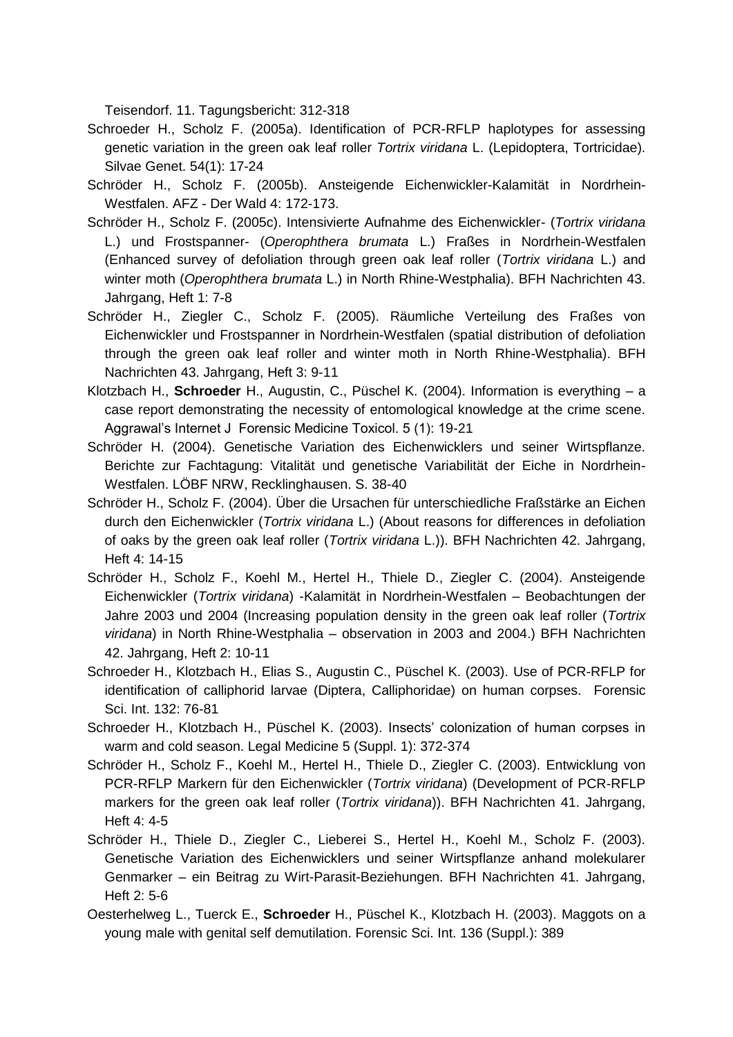Teisendorf. 11. Tagungsbericht: 312-318

Schroeder H., Scholz F. (2005a). Identification of PCR-RFLP haplotypes for assessing genetic variation in the green oak leaf roller *Tortrix viridana* L. (Lepidoptera, Tortricidae). Silvae Genet. 54(1): 17-24

Schröder H., Scholz F. (2005b). Ansteigende Eichenwickler-Kalamität in Nordrhein-Westfalen. AFZ - Der Wald 4: 172-173.

Schröder H., Scholz F. (2005c). Intensivierte Aufnahme des Eichenwickler- (*Tortrix viridana* L.) und Frostspanner- (*Operophthera brumata* L.) Fraßes in Nordrhein-Westfalen (Enhanced survey of defoliation through green oak leaf roller (*Tortrix viridana* L.) and winter moth (*Operophthera brumata* L.) in North Rhine-Westphalia). BFH Nachrichten 43. Jahrgang, Heft 1: 7-8

Schröder H., Ziegler C., Scholz F. (2005). Räumliche Verteilung des Fraßes von Eichenwickler und Frostspanner in Nordrhein-Westfalen (spatial distribution of defoliation through the green oak leaf roller and winter moth in North Rhine-Westphalia). BFH Nachrichten 43. Jahrgang, Heft 3: 9-11

Klotzbach H., **Schroeder** H., Augustin, C., Püschel K. (2004). Information is everything – a case report demonstrating the necessity of entomological knowledge at the crime scene. Aggrawal's Internet J Forensic Medicine Toxicol. 5 (1): 19-21

Schröder H. (2004). Genetische Variation des Eichenwicklers und seiner Wirtspflanze. Berichte zur Fachtagung: Vitalität und genetische Variabilität der Eiche in Nordrhein-Westfalen. LÖBF NRW, Recklinghausen. S. 38-40

Schröder H., Scholz F. (2004). Über die Ursachen für unterschiedliche Fraßstärke an Eichen durch den Eichenwickler (*Tortrix viridana* L.) (About reasons for differences in defoliation of oaks by the green oak leaf roller (*Tortrix viridana* L.)). BFH Nachrichten 42. Jahrgang, Heft 4: 14-15

Schröder H., Scholz F., Koehl M., Hertel H., Thiele D., Ziegler C. (2004). Ansteigende Eichenwickler (*Tortrix viridana*) -Kalamität in Nordrhein-Westfalen – Beobachtungen der Jahre 2003 und 2004 (Increasing population density in the green oak leaf roller (*Tortrix viridana*) in North Rhine-Westphalia – observation in 2003 and 2004.) BFH Nachrichten 42. Jahrgang, Heft 2: 10-11

Schroeder H., Klotzbach H., Elias S., Augustin C., Püschel K. (2003). Use of PCR-RFLP for identification of calliphorid larvae (Diptera, Calliphoridae) on human corpses. Forensic Sci. Int. 132: 76-81

Schroeder H., Klotzbach H., Püschel K. (2003). Insects' colonization of human corpses in warm and cold season. Legal Medicine 5 (Suppl. 1): 372-374

Schröder H., Scholz F., Koehl M., Hertel H., Thiele D., Ziegler C. (2003). Entwicklung von PCR-RFLP Markern für den Eichenwickler (*Tortrix viridana*) (Development of PCR-RFLP markers for the green oak leaf roller (*Tortrix viridana*)). BFH Nachrichten 41. Jahrgang, Heft 4: 4-5

Schröder H., Thiele D., Ziegler C., Lieberei S., Hertel H., Koehl M., Scholz F. (2003). Genetische Variation des Eichenwicklers und seiner Wirtspflanze anhand molekularer Genmarker – ein Beitrag zu Wirt-Parasit-Beziehungen. BFH Nachrichten 41. Jahrgang, Heft 2: 5-6

Oesterhelweg L., Tuerck E., **Schroeder** H., Püschel K., Klotzbach H. (2003). Maggots on a young male with genital self demutilation. Forensic Sci. Int. 136 (Suppl.): 389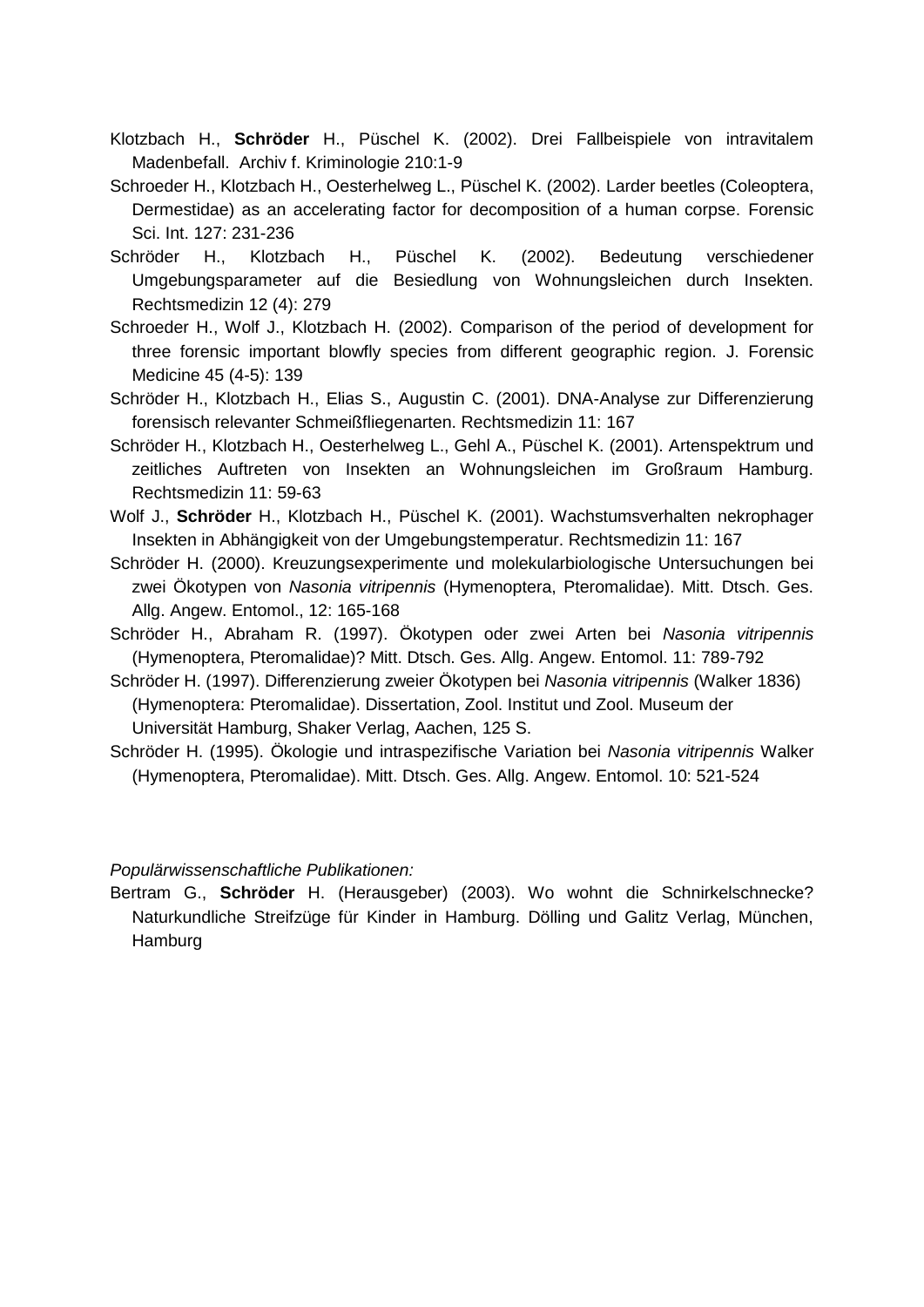Klotzbach H., **Schröder** H., Püschel K. (2002). Drei Fallbeispiele von intravitalem Madenbefall. Archiv f. Kriminologie 210:1-9

Schroeder H., Klotzbach H., Oesterhelweg L., Püschel K. (2002). Larder beetles (Coleoptera, Dermestidae) as an accelerating factor for decomposition of a human corpse. Forensic Sci. Int. 127: 231-236

Schröder H., Klotzbach H., Püschel K. (2002). Bedeutung verschiedener Umgebungsparameter auf die Besiedlung von Wohnungsleichen durch Insekten. Rechtsmedizin 12 (4): 279

Schroeder H., Wolf J., Klotzbach H. (2002). Comparison of the period of development for three forensic important blowfly species from different geographic region. J. Forensic Medicine 45 (4-5): 139

Schröder H., Klotzbach H., Elias S., Augustin C. (2001). DNA-Analyse zur Differenzierung forensisch relevanter Schmeißfliegenarten. Rechtsmedizin 11: 167

Schröder H., Klotzbach H., Oesterhelweg L., Gehl A., Püschel K. (2001). Artenspektrum und zeitliches Auftreten von Insekten an Wohnungsleichen im Großraum Hamburg. Rechtsmedizin 11: 59-63

Wolf J., **Schröder** H., Klotzbach H., Püschel K. (2001). Wachstumsverhalten nekrophager Insekten in Abhängigkeit von der Umgebungstemperatur. Rechtsmedizin 11: 167

Schröder H. (2000). Kreuzungsexperimente und molekularbiologische Untersuchungen bei zwei Ökotypen von *Nasonia vitripennis* (Hymenoptera, Pteromalidae). Mitt. Dtsch. Ges. Allg. Angew. Entomol., 12: 165-168

Schröder H., Abraham R. (1997). Ökotypen oder zwei Arten bei *Nasonia vitripennis* (Hymenoptera, Pteromalidae)? Mitt. Dtsch. Ges. Allg. Angew. Entomol. 11: 789-792

Schröder H. (1997). Differenzierung zweier Ökotypen bei *Nasonia vitripennis* (Walker 1836) (Hymenoptera: Pteromalidae). Dissertation, Zool. Institut und Zool. Museum der Universität Hamburg, Shaker Verlag, Aachen, 125 S.

Schröder H. (1995). Ökologie und intraspezifische Variation bei *Nasonia vitripennis* Walker (Hymenoptera, Pteromalidae). Mitt. Dtsch. Ges. Allg. Angew. Entomol. 10: 521-524

*Populärwissenschaftliche Publikationen:*

Bertram G., **Schröder** H. (Herausgeber) (2003). Wo wohnt die Schnirkelschnecke? Naturkundliche Streifzüge für Kinder in Hamburg. Dölling und Galitz Verlag, München, Hamburg